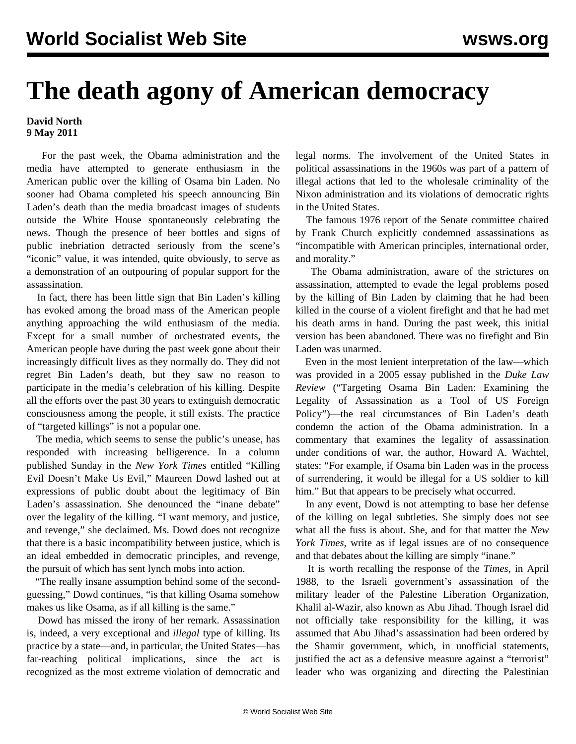# The death agony of American democracy

**David North**
**9 May 2011**

For the past week, the Obama administration and the media have attempted to generate enthusiasm in the American public over the killing of Osama bin Laden. No sooner had Obama completed his speech announcing Bin Laden's death than the media broadcast images of students outside the White House spontaneously celebrating the news. Though the presence of beer bottles and signs of public inebriation detracted seriously from the scene's "iconic" value, it was intended, quite obviously, to serve as a demonstration of an outpouring of popular support for the assassination.

In fact, there has been little sign that Bin Laden's killing has evoked among the broad mass of the American people anything approaching the wild enthusiasm of the media. Except for a small number of orchestrated events, the American people have during the past week gone about their increasingly difficult lives as they normally do. They did not regret Bin Laden's death, but they saw no reason to participate in the media's celebration of his killing. Despite all the efforts over the past 30 years to extinguish democratic consciousness among the people, it still exists. The practice of "targeted killings" is not a popular one.

The media, which seems to sense the public's unease, has responded with increasing belligerence. In a column published Sunday in the *New York Times* entitled "Killing Evil Doesn't Make Us Evil," Maureen Dowd lashed out at expressions of public doubt about the legitimacy of Bin Laden's assassination. She denounced the "inane debate" over the legality of the killing. "I want memory, and justice, and revenge," she declaimed. Ms. Dowd does not recognize that there is a basic incompatibility between justice, which is an ideal embedded in democratic principles, and revenge, the pursuit of which has sent lynch mobs into action.

"The really insane assumption behind some of the second-guessing," Dowd continues, "is that killing Osama somehow makes us like Osama, as if all killing is the same."

Dowd has missed the irony of her remark. Assassination is, indeed, a very exceptional and *illegal* type of killing. Its practice by a state—and, in particular, the United States—has far-reaching political implications, since the act is recognized as the most extreme violation of democratic and legal norms. The involvement of the United States in political assassinations in the 1960s was part of a pattern of illegal actions that led to the wholesale criminality of the Nixon administration and its violations of democratic rights in the United States.

The famous 1976 report of the Senate committee chaired by Frank Church explicitly condemned assassinations as "incompatible with American principles, international order, and morality."

The Obama administration, aware of the strictures on assassination, attempted to evade the legal problems posed by the killing of Bin Laden by claiming that he had been killed in the course of a violent firefight and that he had met his death arms in hand. During the past week, this initial version has been abandoned. There was no firefight and Bin Laden was unarmed.

Even in the most lenient interpretation of the law—which was provided in a 2005 essay published in the *Duke Law Review* ("Targeting Osama Bin Laden: Examining the Legality of Assassination as a Tool of US Foreign Policy")—the real circumstances of Bin Laden's death condemn the action of the Obama administration. In a commentary that examines the legality of assassination under conditions of war, the author, Howard A. Wachtel, states: "For example, if Osama bin Laden was in the process of surrendering, it would be illegal for a US soldier to kill him." But that appears to be precisely what occurred.

In any event, Dowd is not attempting to base her defense of the killing on legal subtleties. She simply does not see what all the fuss is about. She, and for that matter the *New York Times*, write as if legal issues are of no consequence and that debates about the killing are simply "inane."

It is worth recalling the response of the *Times*, in April 1988, to the Israeli government's assassination of the military leader of the Palestine Liberation Organization, Khalil al-Wazir, also known as Abu Jihad. Though Israel did not officially take responsibility for the killing, it was assumed that Abu Jihad's assassination had been ordered by the Shamir government, which, in unofficial statements, justified the act as a defensive measure against a "terrorist" leader who was organizing and directing the Palestinian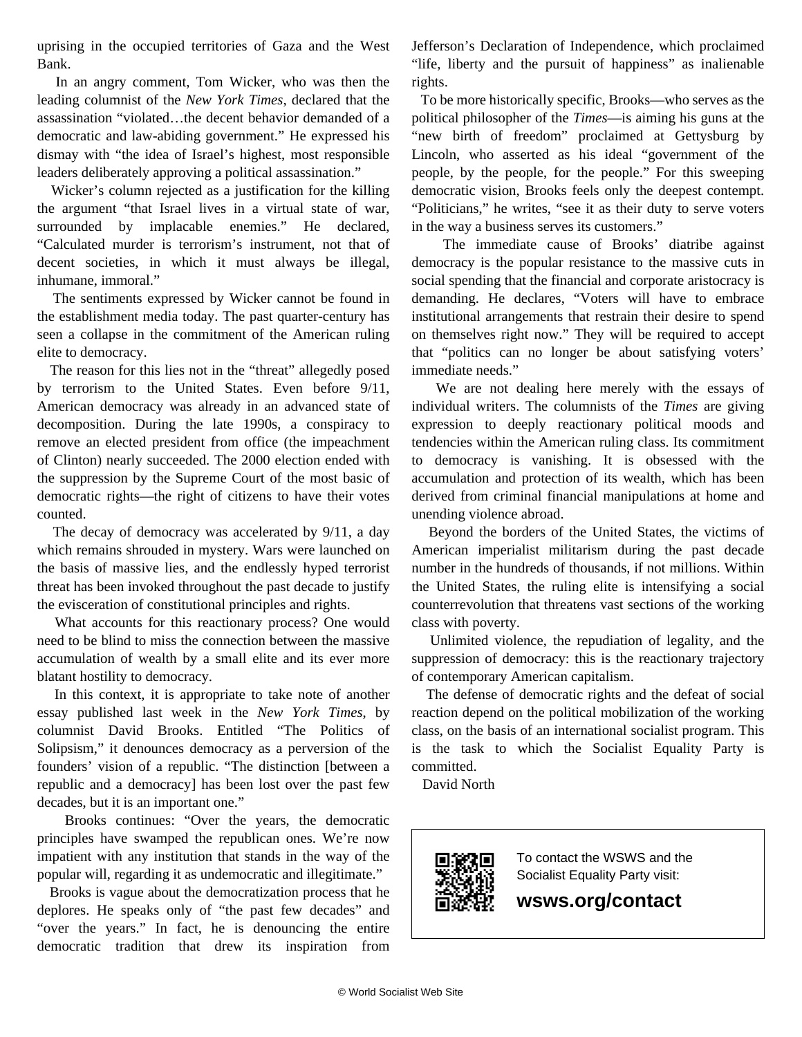uprising in the occupied territories of Gaza and the West Bank.

In an angry comment, Tom Wicker, who was then the leading columnist of the *New York Times*, declared that the assassination "violated…the decent behavior demanded of a democratic and law-abiding government." He expressed his dismay with "the idea of Israel's highest, most responsible leaders deliberately approving a political assassination."

Wicker's column rejected as a justification for the killing the argument "that Israel lives in a virtual state of war, surrounded by implacable enemies." He declared, "Calculated murder is terrorism's instrument, not that of decent societies, in which it must always be illegal, inhumane, immoral."

The sentiments expressed by Wicker cannot be found in the establishment media today. The past quarter-century has seen a collapse in the commitment of the American ruling elite to democracy.

The reason for this lies not in the "threat" allegedly posed by terrorism to the United States. Even before 9/11, American democracy was already in an advanced state of decomposition. During the late 1990s, a conspiracy to remove an elected president from office (the impeachment of Clinton) nearly succeeded. The 2000 election ended with the suppression by the Supreme Court of the most basic of democratic rights—the right of citizens to have their votes counted.

The decay of democracy was accelerated by 9/11, a day which remains shrouded in mystery. Wars were launched on the basis of massive lies, and the endlessly hyped terrorist threat has been invoked throughout the past decade to justify the evisceration of constitutional principles and rights.

What accounts for this reactionary process? One would need to be blind to miss the connection between the massive accumulation of wealth by a small elite and its ever more blatant hostility to democracy.

In this context, it is appropriate to take note of another essay published last week in the *New York Times*, by columnist David Brooks. Entitled "The Politics of Solipsism," it denounces democracy as a perversion of the founders' vision of a republic. "The distinction [between a republic and a democracy] has been lost over the past few decades, but it is an important one."

Brooks continues: "Over the years, the democratic principles have swamped the republican ones. We're now impatient with any institution that stands in the way of the popular will, regarding it as undemocratic and illegitimate."

Brooks is vague about the democratization process that he deplores. He speaks only of "the past few decades" and "over the years." In fact, he is denouncing the entire democratic tradition that drew its inspiration from Jefferson's Declaration of Independence, which proclaimed "life, liberty and the pursuit of happiness" as inalienable rights.

To be more historically specific, Brooks—who serves as the political philosopher of the *Times*—is aiming his guns at the "new birth of freedom" proclaimed at Gettysburg by Lincoln, who asserted as his ideal "government of the people, by the people, for the people." For this sweeping democratic vision, Brooks feels only the deepest contempt. "Politicians," he writes, "see it as their duty to serve voters in the way a business serves its customers."

The immediate cause of Brooks' diatribe against democracy is the popular resistance to the massive cuts in social spending that the financial and corporate aristocracy is demanding. He declares, "Voters will have to embrace institutional arrangements that restrain their desire to spend on themselves right now." They will be required to accept that "politics can no longer be about satisfying voters' immediate needs."

We are not dealing here merely with the essays of individual writers. The columnists of the *Times* are giving expression to deeply reactionary political moods and tendencies within the American ruling class. Its commitment to democracy is vanishing. It is obsessed with the accumulation and protection of its wealth, which has been derived from criminal financial manipulations at home and unending violence abroad.

Beyond the borders of the United States, the victims of American imperialist militarism during the past decade number in the hundreds of thousands, if not millions. Within the United States, the ruling elite is intensifying a social counterrevolution that threatens vast sections of the working class with poverty.

Unlimited violence, the repudiation of legality, and the suppression of democracy: this is the reactionary trajectory of contemporary American capitalism.

The defense of democratic rights and the defeat of social reaction depend on the political mobilization of the working class, on the basis of an international socialist program. This is the task to which the Socialist Equality Party is committed.

David North

To contact the WSWS and the Socialist Equality Party visit:

**wsws.org/contact**